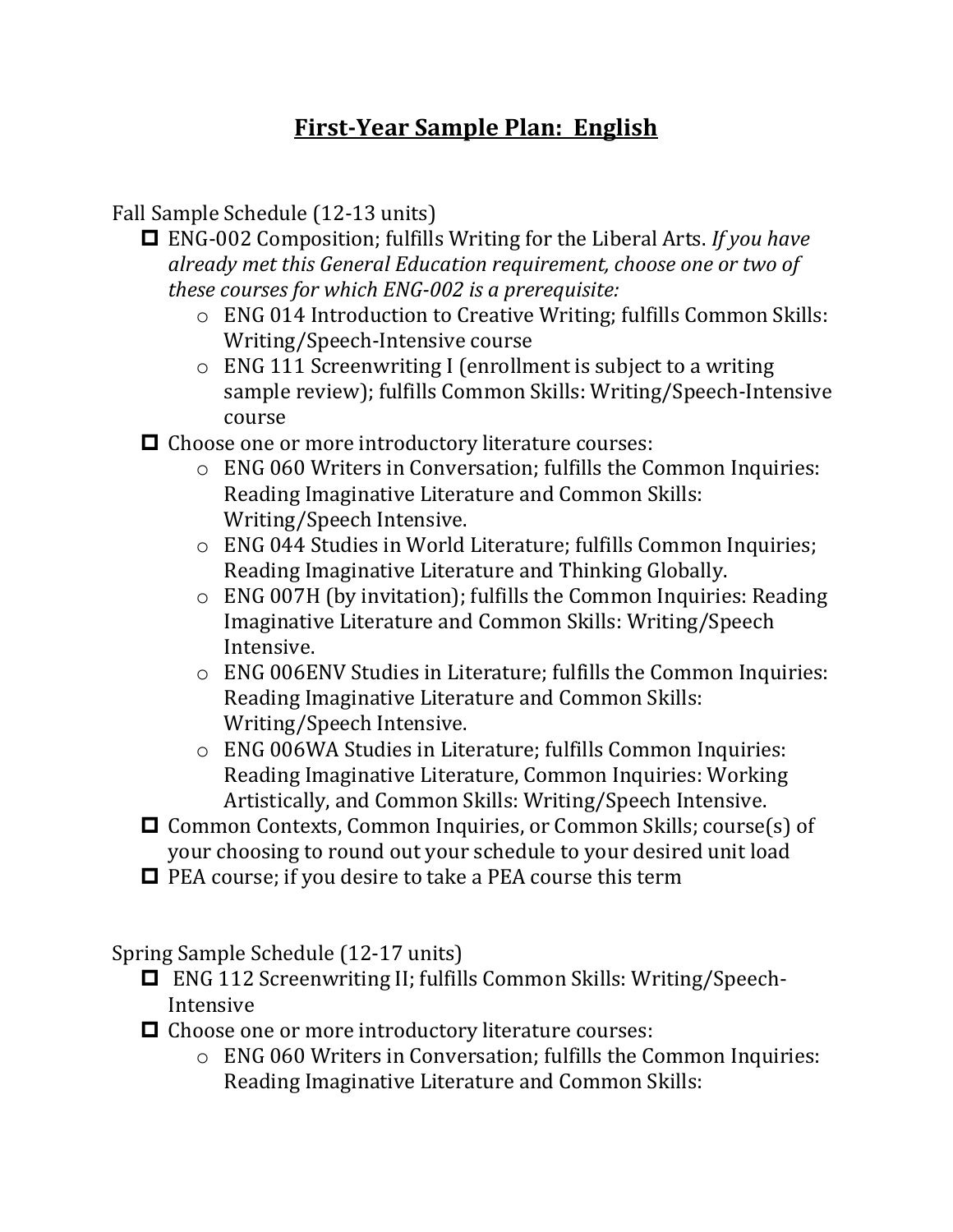# First-Year Sample Plan: English

Fall Sample Schedule (12-13 units)

- ☐ ENG-002 Composition; fulfills Writing for the Liberal Arts. *If you have already met this General Education requirement, choose one or two of these courses for which ENG-002 is a prerequisite:*
  - ENG 014 Introduction to Creative Writing; fulfills Common Skills: Writing/Speech-Intensive course
  - ENG 111 Screenwriting I (enrollment is subject to a writing sample review); fulfills Common Skills: Writing/Speech-Intensive course
- ☐ Choose one or more introductory literature courses:
  - ENG 060 Writers in Conversation; fulfills the Common Inquiries: Reading Imaginative Literature and Common Skills: Writing/Speech Intensive.
  - ENG 044 Studies in World Literature; fulfills Common Inquiries; Reading Imaginative Literature and Thinking Globally.
  - ENG 007H (by invitation); fulfills the Common Inquiries: Reading Imaginative Literature and Common Skills: Writing/Speech Intensive.
  - ENG 006ENV Studies in Literature; fulfills the Common Inquiries: Reading Imaginative Literature and Common Skills: Writing/Speech Intensive.
  - ENG 006WA Studies in Literature; fulfills Common Inquiries: Reading Imaginative Literature, Common Inquiries: Working Artistically, and Common Skills: Writing/Speech Intensive.
- ☐ Common Contexts, Common Inquiries, or Common Skills; course(s) of your choosing to round out your schedule to your desired unit load
- ☐ PEA course; if you desire to take a PEA course this term

Spring Sample Schedule (12-17 units)

- ☐ ENG 112 Screenwriting II; fulfills Common Skills: Writing/Speech-Intensive
- ☐ Choose one or more introductory literature courses:
  - ENG 060 Writers in Conversation; fulfills the Common Inquiries: Reading Imaginative Literature and Common Skills: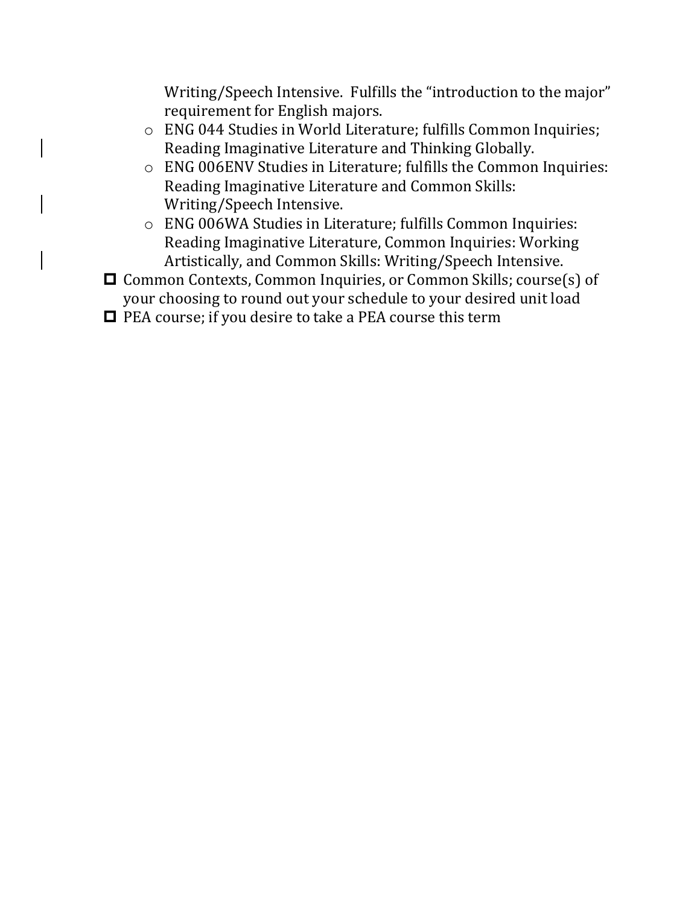Writing/Speech Intensive. Fulfills the "introduction to the major" requirement for English majors.
    - ENG 044 Studies in World Literature; fulfills Common Inquiries; Reading Imaginative Literature and Thinking Globally.
    - ENG 006ENV Studies in Literature; fulfills the Common Inquiries: Reading Imaginative Literature and Common Skills: Writing/Speech Intensive.
    - ENG 006WA Studies in Literature; fulfills Common Inquiries: Reading Imaginative Literature, Common Inquiries: Working Artistically, and Common Skills: Writing/Speech Intensive.
- ☐ Common Contexts, Common Inquiries, or Common Skills; course(s) of your choosing to round out your schedule to your desired unit load
- ☐ PEA course; if you desire to take a PEA course this term